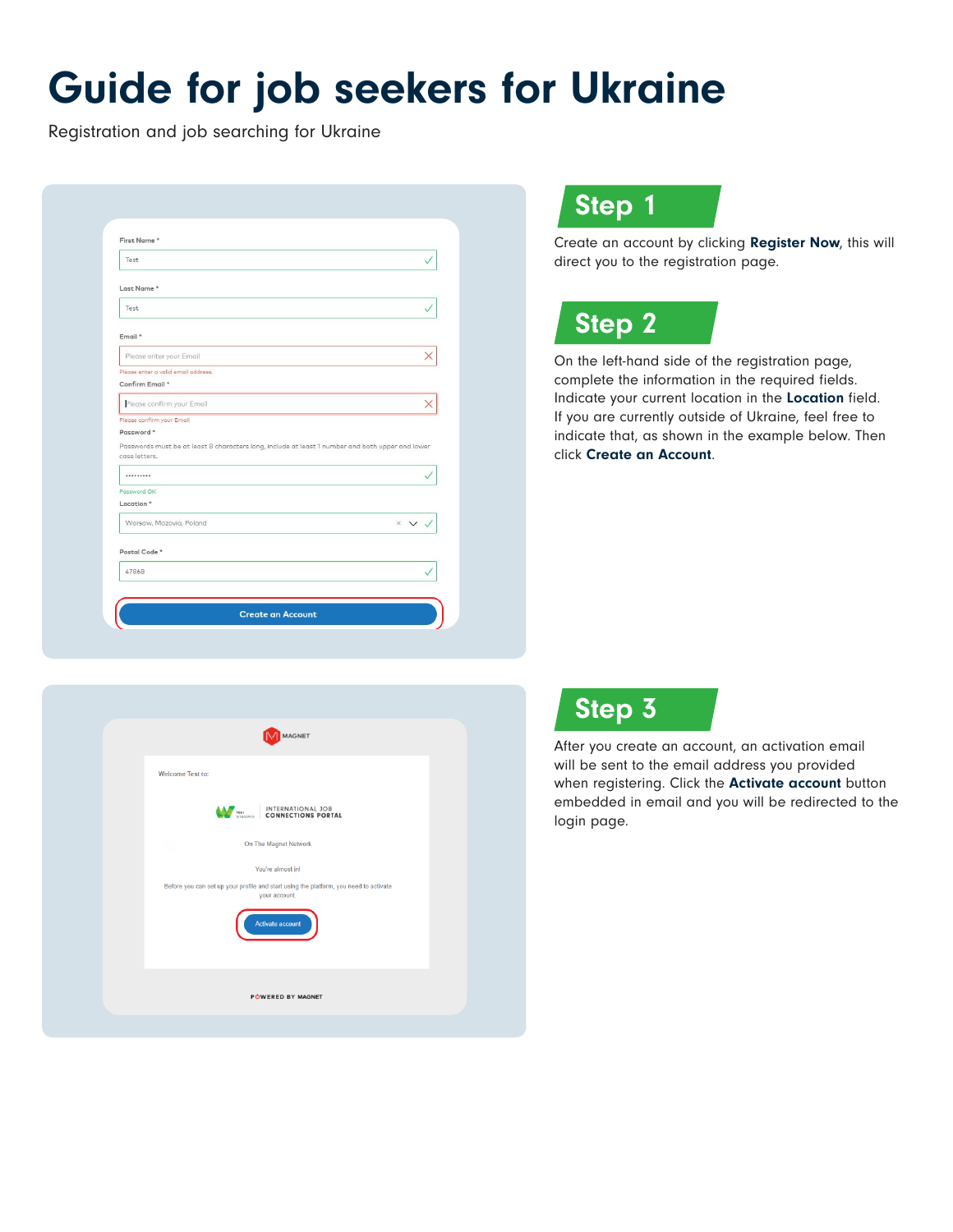# Guide for job seekers for Ukraine

Registration and job searching for Ukraine

## Step 1

Create an account by clicking **Register Now**, this will direct you to the registration page.

## Step 2

On the left-hand side of the registration page, complete the information in the required fields. Indicate your current location in the **Location** field. If you are currently outside of Ukraine, feel free to indicate that, as shown in the example below. Then click **Create an Account**.

## Step 3

After you create an account, an activation email will be sent to the email address you provided when registering. Click the **Activate account** button embedded in email and you will be redirected to the login page.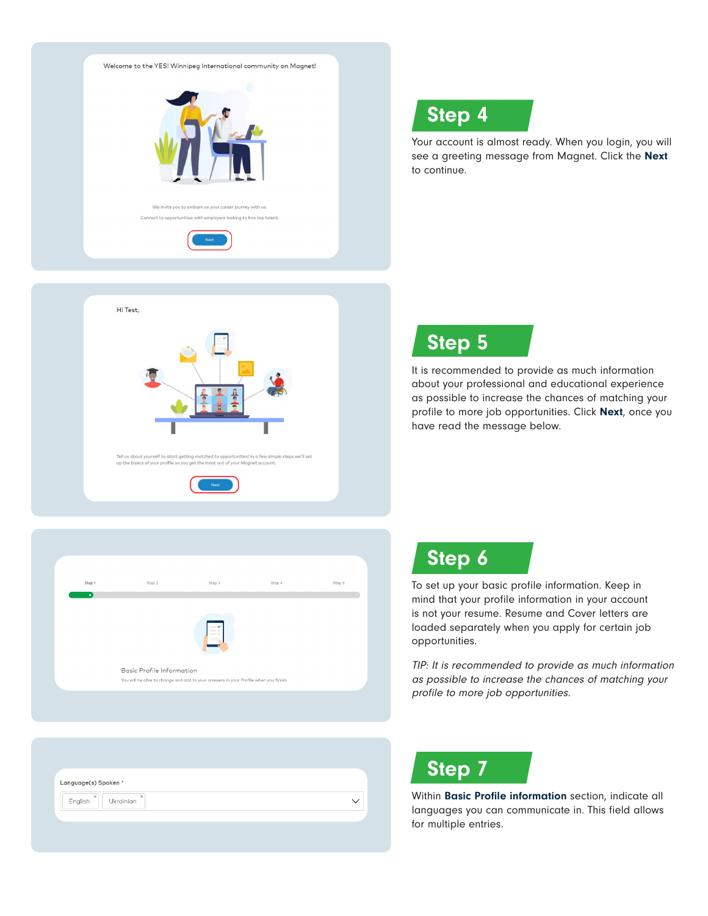## Step 4

Your account is almost ready. When you login, you will see a greeting message from Magnet. Click the **Next** to continue.

## Step 5

It is recommended to provide as much information about your professional and educational experience as possible to increase the chances of matching your profile to more job opportunities. Click **Next**, once you have read the message below.

## Step 6

To set up your basic profile information. Keep in mind that your profile information in your account is not your resume. Resume and Cover letters are loaded separately when you apply for certain job opportunities.

*TIP: It is recommended to provide as much information as possible to increase the chances of matching your profile to more job opportunities.*

## Step 7

Within **Basic Profile information** section, indicate all languages you can communicate in. This field allows for multiple entries.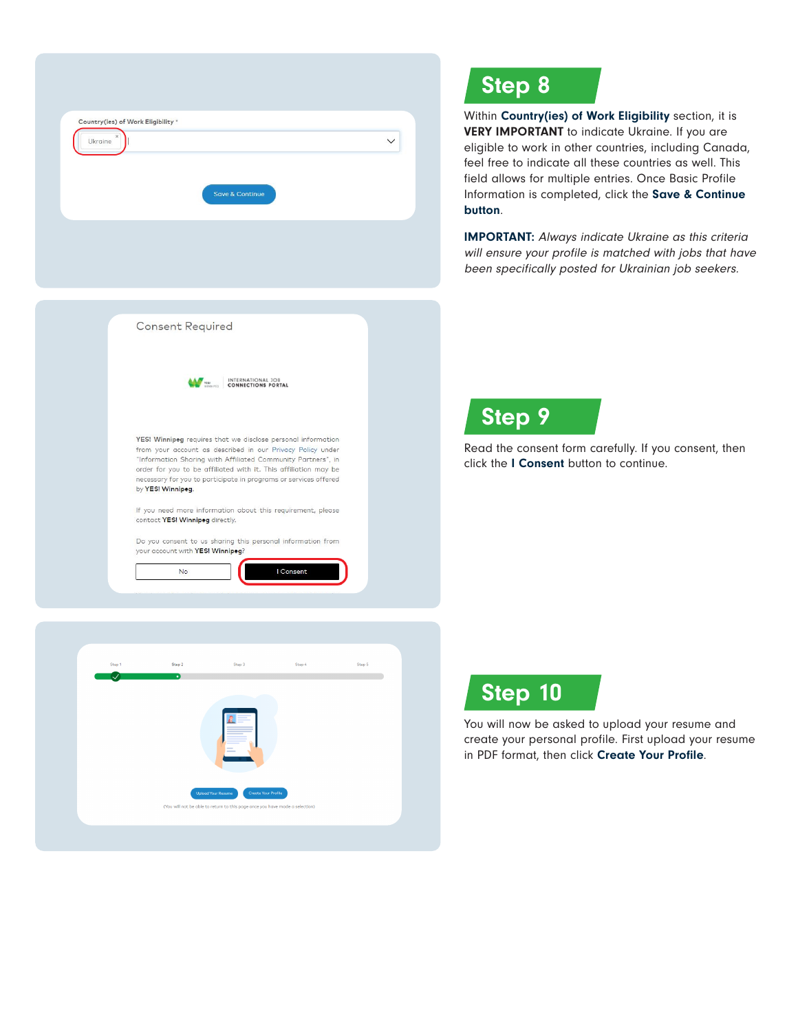## Step 8

Within **Country(ies) of Work Eligibility** section, it is **VERY IMPORTANT** to indicate Ukraine. If you are eligible to work in other countries, including Canada, feel free to indicate all these countries as well. This field allows for multiple entries. Once Basic Profile Information is completed, click the **Save & Continue button**.

**IMPORTANT:** *Always indicate Ukraine as this criteria will ensure your profile is matched with jobs that have been specifically posted for Ukrainian job seekers.*

## Step 9

Read the consent form carefully. If you consent, then click the **I Consent** button to continue.

## Step 10

You will now be asked to upload your resume and create your personal profile. First upload your resume in PDF format, then click **Create Your Profile**.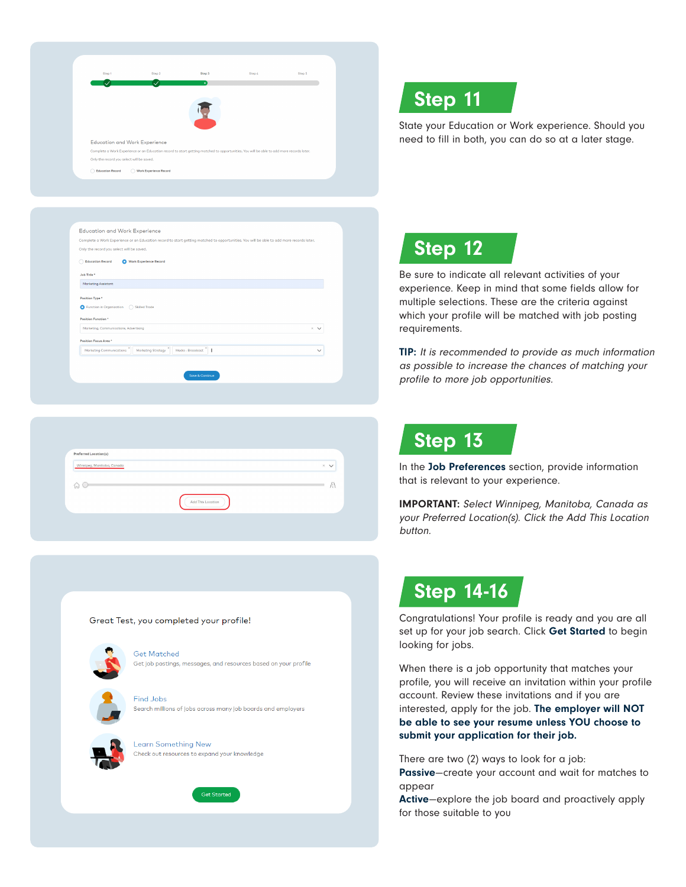## Step 11

State your Education or Work experience. Should you need to fill in both, you can do so at a later stage.

## Step 12

Be sure to indicate all relevant activities of your experience. Keep in mind that some fields allow for multiple selections. These are the criteria against which your profile will be matched with job posting requirements.

**TIP:** *It is recommended to provide as much information as possible to increase the chances of matching your profile to more job opportunities.*

## Step 13

In the **Job Preferences** section, provide information that is relevant to your experience.

**IMPORTANT:** *Select Winnipeg, Manitoba, Canada as your Preferred Location(s). Click the Add This Location button.*

## Step 14-16

Congratulations! Your profile is ready and you are all set up for your job search. Click **Get Started** to begin looking for jobs.

When there is a job opportunity that matches your profile, you will receive an invitation within your profile account. Review these invitations and if you are interested, apply for the job. **The employer will NOT be able to see your resume unless YOU choose to submit your application for their job.**

There are two (2) ways to look for a job:
**Passive**—create your account and wait for matches to appear
**Active**—explore the job board and proactively apply for those suitable to you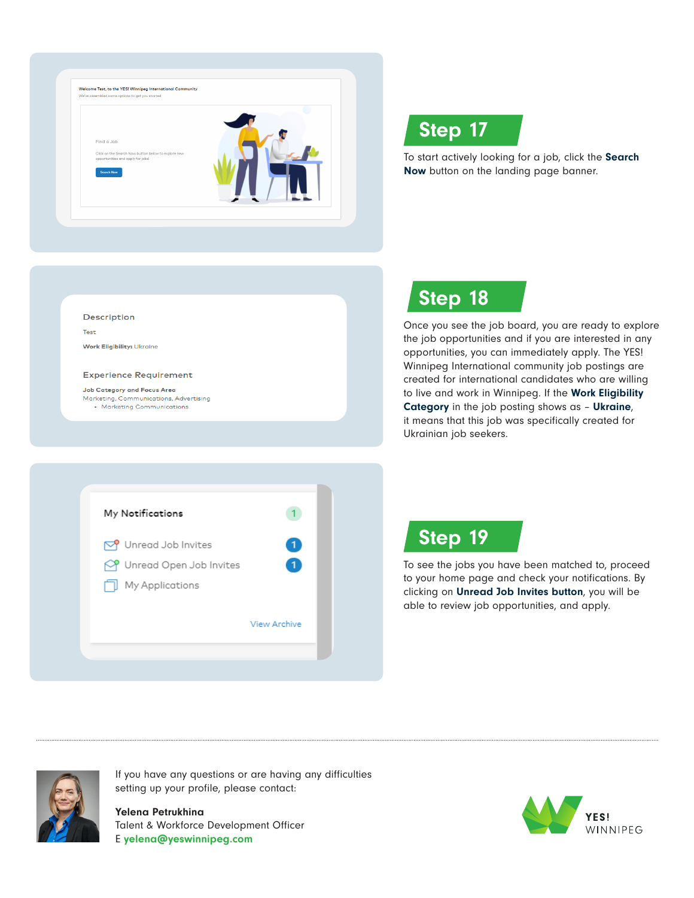## Step 17

To start actively looking for a job, click the **Search Now** button on the landing page banner.

## Step 18

Once you see the job board, you are ready to explore the job opportunities and if you are interested in any opportunities, you can immediately apply. The YES! Winnipeg International community job postings are created for international candidates who are willing to live and work in Winnipeg. If the **Work Eligibility Category** in the job posting shows as – **Ukraine**, it means that this job was specifically created for Ukrainian job seekers.

## Step 19

To see the jobs you have been matched to, proceed to your home page and check your notifications. By clicking on **Unread Job Invites button**, you will be able to review job opportunities, and apply.

---

If you have any questions or are having any difficulties setting up your profile, please contact:

**Yelena Petrukhina**
Talent & Workforce Development Officer
E **yelena@yeswinnipeg.com**

YES! WINNIPEG